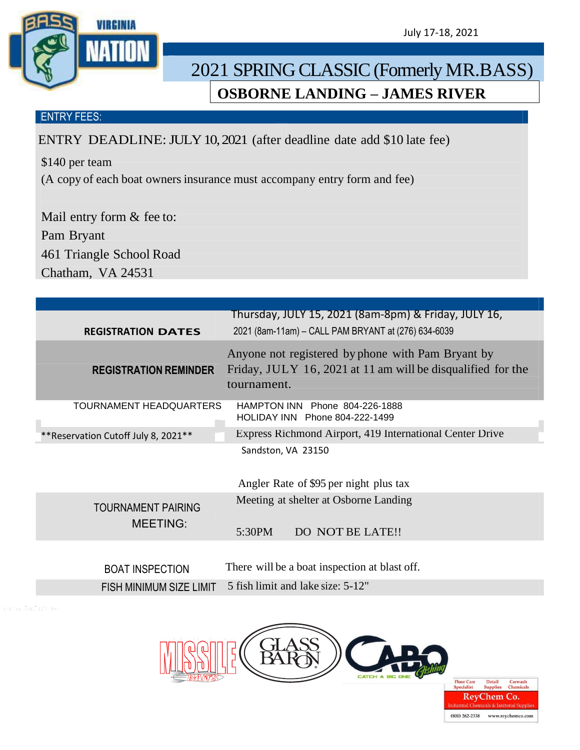July 17-18, 2021

# 2021 SPRING CLASSIC (Formerly MR.BASS)

## OSBORNE LANDING – JAMES RIVER

### ENTRY FEES:

ENTRY DEADLINE: JULY 10, 2021 (after deadline date add $10 late fee)

$140 per team

(A copy of each boat owners insurance must accompany entry form and fee)

Mail entry form & fee to:
Pam Bryant
461 Triangle School Road
Chatham, VA 24531

| | |
|---|---|
| **REGISTRATION DATES** | Thursday, JULY 15, 2021 (8am-8pm) & Friday, JULY 16, 2021 (8am-11am) – CALL PAM BRYANT at (276) 634-6039 |
| **REGISTRATION REMINDER** | Anyone not registered by phone with Pam Bryant by Friday, JULY 16, 2021 at 11 am will be disqualified for the tournament. |
| TOURNAMENT HEADQUARTERS | HAMPTON INN Phone 804-226-1888<br>HOLIDAY INN Phone 804-222-1499 |
| **Reservation Cutoff July 8, 2021** | Express Richmond Airport, 419 International Center Drive<br>Sandston, VA 23150<br><br>Angler Rate of $95 per night plus tax |
| TOURNAMENT PAIRING MEETING: | Meeting at shelter at Osborne Landing<br><br>5:30PM DO NOT BE LATE!! |
| BOAT INSPECTION | There will be a boat inspection at blast off. |
| FISH MINIMUM SIZE LIMIT | 5 fish limit and lake size: 5-12" |

Floor Care Specialist | Detail Supplies | Carwash Chemicals
ReyChem Co.
Industrial Chemicals & Janitorial Supplies
(800) 262-2338 www.reychemco.com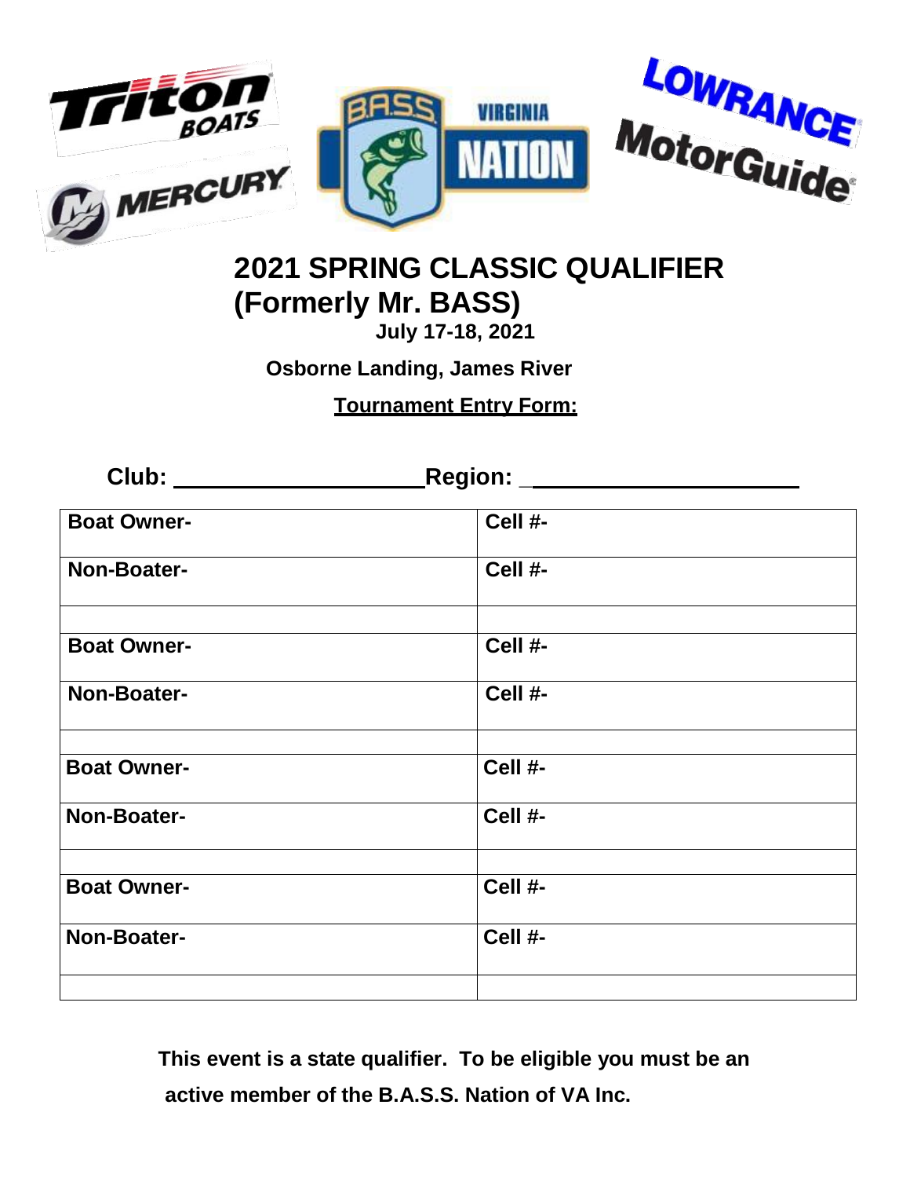# 2021 SPRING CLASSIC QUALIFIER
# (Formerly Mr. BASS)

**July 17-18, 2021**

**Osborne Landing, James River**

**Tournament Entry Form:**

**Club:** ____________________ **Region:** _____________________

| Boat Owner- | Cell #- |
|---|---|
| Non-Boater- | Cell #- |
| | |
| Boat Owner- | Cell #- |
| Non-Boater- | Cell #- |
| | |
| Boat Owner- | Cell #- |
| Non-Boater- | Cell #- |
| | |
| Boat Owner- | Cell #- |
| Non-Boater- | Cell #- |
| | |

**This event is a state qualifier. To be eligible you must be an active member of the B.A.S.S. Nation of VA Inc.**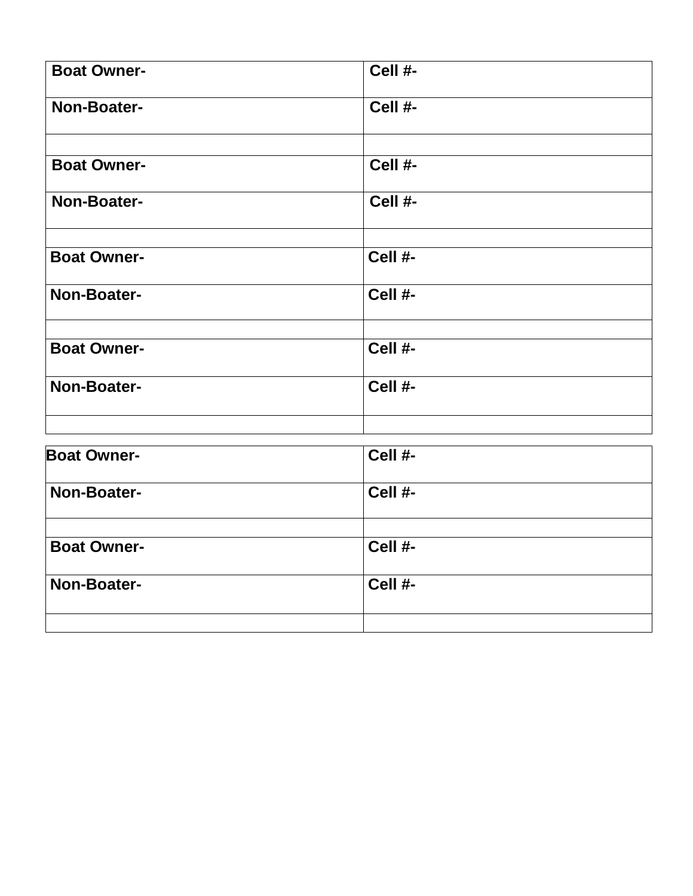| | |
|---|---|
| **Boat Owner-** | **Cell #-** |
| **Non-Boater-** | **Cell #-** |
| | |
| **Boat Owner-** | **Cell #-** |
| **Non-Boater-** | **Cell #-** |
| | |
| **Boat Owner-** | **Cell #-** |
| **Non-Boater-** | **Cell #-** |
| | |
| **Boat Owner-** | **Cell #-** |
| **Non-Boater-** | **Cell #-** |
| | |

| | |
|---|---|
| **Boat Owner-** | **Cell #-** |
| **Non-Boater-** | **Cell #-** |
| | |
| **Boat Owner-** | **Cell #-** |
| **Non-Boater-** | **Cell #-** |
| | |